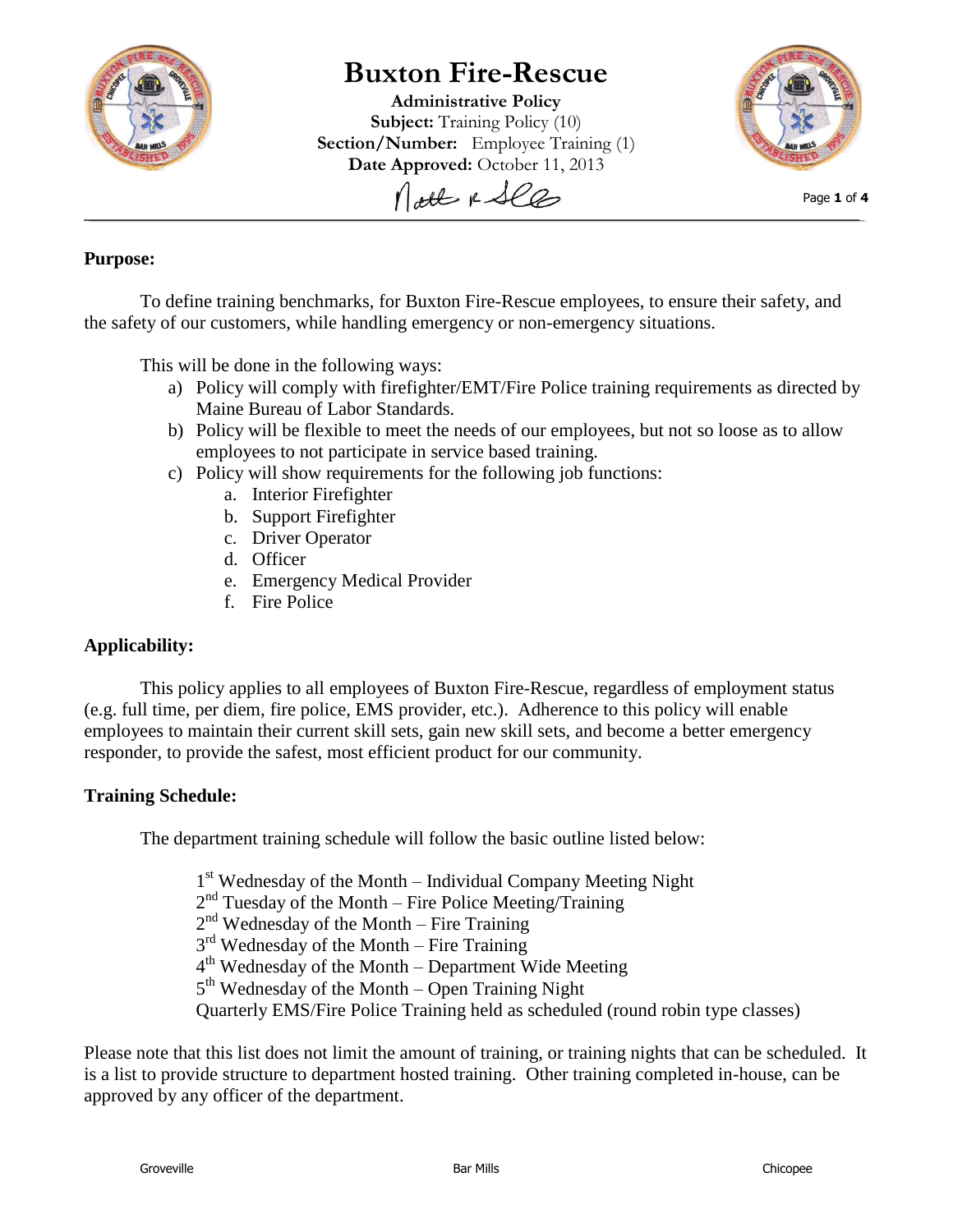# Buxton Fire-Rescue

**Administrative Policy**
**Subject:** Training Policy (10)
**Section/Number:** Employee Training (1)
**Date Approved:** October 11, 2013

**Purpose:**

To define training benchmarks, for Buxton Fire-Rescue employees, to ensure their safety, and the safety of our customers, while handling emergency or non-emergency situations.

This will be done in the following ways:

a) Policy will comply with firefighter/EMT/Fire Police training requirements as directed by Maine Bureau of Labor Standards.
b) Policy will be flexible to meet the needs of our employees, but not so loose as to allow employees to not participate in service based training.
c) Policy will show requirements for the following job functions:
    a. Interior Firefighter
    b. Support Firefighter
    c. Driver Operator
    d. Officer
    e. Emergency Medical Provider
    f. Fire Police

**Applicability:**

This policy applies to all employees of Buxton Fire-Rescue, regardless of employment status (e.g. full time, per diem, fire police, EMS provider, etc.). Adherence to this policy will enable employees to maintain their current skill sets, gain new skill sets, and become a better emergency responder, to provide the safest, most efficient product for our community.

**Training Schedule:**

The department training schedule will follow the basic outline listed below:

1st Wednesday of the Month – Individual Company Meeting Night
2nd Tuesday of the Month – Fire Police Meeting/Training
2nd Wednesday of the Month – Fire Training
3rd Wednesday of the Month – Fire Training
4th Wednesday of the Month – Department Wide Meeting
5th Wednesday of the Month – Open Training Night
Quarterly EMS/Fire Police Training held as scheduled (round robin type classes)

Please note that this list does not limit the amount of training, or training nights that can be scheduled. It is a list to provide structure to department hosted training. Other training completed in-house, can be approved by any officer of the department.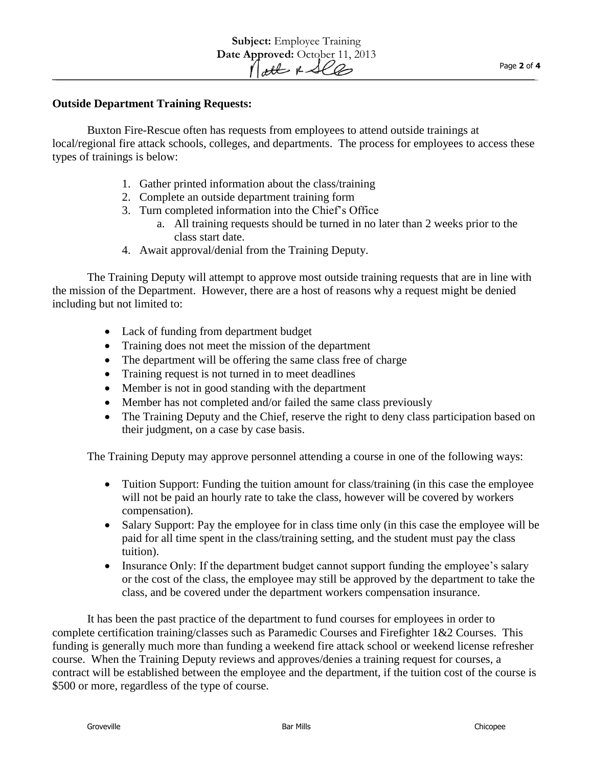**Outside Department Training Requests:**

Buxton Fire-Rescue often has requests from employees to attend outside trainings at local/regional fire attack schools, colleges, and departments. The process for employees to access these types of trainings is below:

1. Gather printed information about the class/training
2. Complete an outside department training form
3. Turn completed information into the Chief's Office
    a. All training requests should be turned in no later than 2 weeks prior to the class start date.
4. Await approval/denial from the Training Deputy.

The Training Deputy will attempt to approve most outside training requests that are in line with the mission of the Department. However, there are a host of reasons why a request might be denied including but not limited to:

- Lack of funding from department budget
- Training does not meet the mission of the department
- The department will be offering the same class free of charge
- Training request is not turned in to meet deadlines
- Member is not in good standing with the department
- Member has not completed and/or failed the same class previously
- The Training Deputy and the Chief, reserve the right to deny class participation based on their judgment, on a case by case basis.

The Training Deputy may approve personnel attending a course in one of the following ways:

- Tuition Support: Funding the tuition amount for class/training (in this case the employee will not be paid an hourly rate to take the class, however will be covered by workers compensation).
- Salary Support: Pay the employee for in class time only (in this case the employee will be paid for all time spent in the class/training setting, and the student must pay the class tuition).
- Insurance Only: If the department budget cannot support funding the employee's salary or the cost of the class, the employee may still be approved by the department to take the class, and be covered under the department workers compensation insurance.

It has been the past practice of the department to fund courses for employees in order to complete certification training/classes such as Paramedic Courses and Firefighter 1&2 Courses. This funding is generally much more than funding a weekend fire attack school or weekend license refresher course. When the Training Deputy reviews and approves/denies a training request for courses, a contract will be established between the employee and the department, if the tuition cost of the course is $500 or more, regardless of the type of course.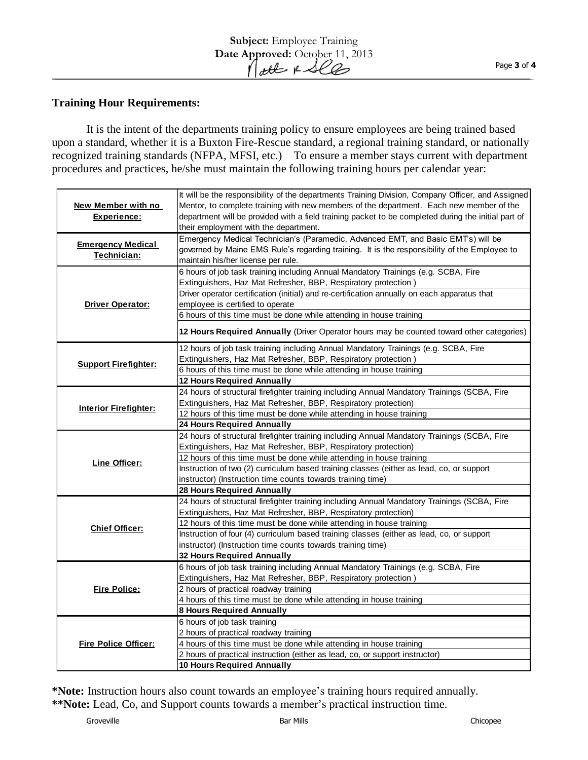## Training Hour Requirements:

It is the intent of the departments training policy to ensure employees are being trained based upon a standard, whether it is a Buxton Fire-Rescue standard, a regional training standard, or nationally recognized training standards (NFPA, MFSI, etc.) To ensure a member stays current with department procedures and practices, he/she must maintain the following training hours per calendar year:

| Category | Requirement |
|---|---|
| **New Member with no Experience:** | It will be the responsibility of the departments Training Division, Company Officer, and Assigned Mentor, to complete training with new members of the department. Each new member of the department will be provided with a field training packet to be completed during the initial part of their employment with the department. |
| **Emergency Medical Technician:** | Emergency Medical Technician's (Paramedic, Advanced EMT, and Basic EMT's) will be governed by Maine EMS Rule's regarding training. It is the responsibility of the Employee to maintain his/her license per rule. |
| **Driver Operator:** | 6 hours of job task training including Annual Mandatory Trainings (e.g. SCBA, Fire Extinguishers, Haz Mat Refresher, BBP, Respiratory protection ) |
| | Driver operator certification (initial) and re-certification annually on each apparatus that employee is certified to operate |
| | 6 hours of this time must be done while attending in house training |
| | **12 Hours Required Annually** (Driver Operator hours may be counted toward other categories) |
| **Support Firefighter:** | 12 hours of job task training including Annual Mandatory Trainings (e.g. SCBA, Fire Extinguishers, Haz Mat Refresher, BBP, Respiratory protection ) |
| | 6 hours of this time must be done while attending in house training |
| | **12 Hours Required Annually** |
| **Interior Firefighter:** | 24 hours of structural firefighter training including Annual Mandatory Trainings (SCBA, Fire Extinguishers, Haz Mat Refresher, BBP, Respiratory protection) |
| | 12 hours of this time must be done while attending in house training |
| | **24 Hours Required Annually** |
| **Line Officer:** | 24 hours of structural firefighter training including Annual Mandatory Trainings (SCBA, Fire Extinguishers, Haz Mat Refresher, BBP, Respiratory protection) |
| | 12 hours of this time must be done while attending in house training |
| | Instruction of two (2) curriculum based training classes (either as lead, co, or support instructor) (Instruction time counts towards training time) |
| | **28 Hours Required Annually** |
| **Chief Officer:** | 24 hours of structural firefighter training including Annual Mandatory Trainings (SCBA, Fire Extinguishers, Haz Mat Refresher, BBP, Respiratory protection) |
| | 12 hours of this time must be done while attending in house training |
| | Instruction of four (4) curriculum based training classes (either as lead, co, or support instructor) (Instruction time counts towards training time) |
| | **32 Hours Required Annually** |
| **Fire Police:** | 6 hours of job task training including Annual Mandatory Trainings (e.g. SCBA, Fire Extinguishers, Haz Mat Refresher, BBP, Respiratory protection ) |
| | 2 hours of practical roadway training |
| | 4 hours of this time must be done while attending in house training |
| | **8 Hours Required Annually** |
| **Fire Police Officer:** | 6 hours of job task training |
| | 2 hours of practical roadway training |
| | 4 hours of this time must be done while attending in house training |
| | 2 hours of practical instruction (either as lead, co, or support instructor) |
| | **10 Hours Required Annually** |

***Note:** Instruction hours also count towards an employee's training hours required annually.

****Note:** Lead, Co, and Support counts towards a member's practical instruction time.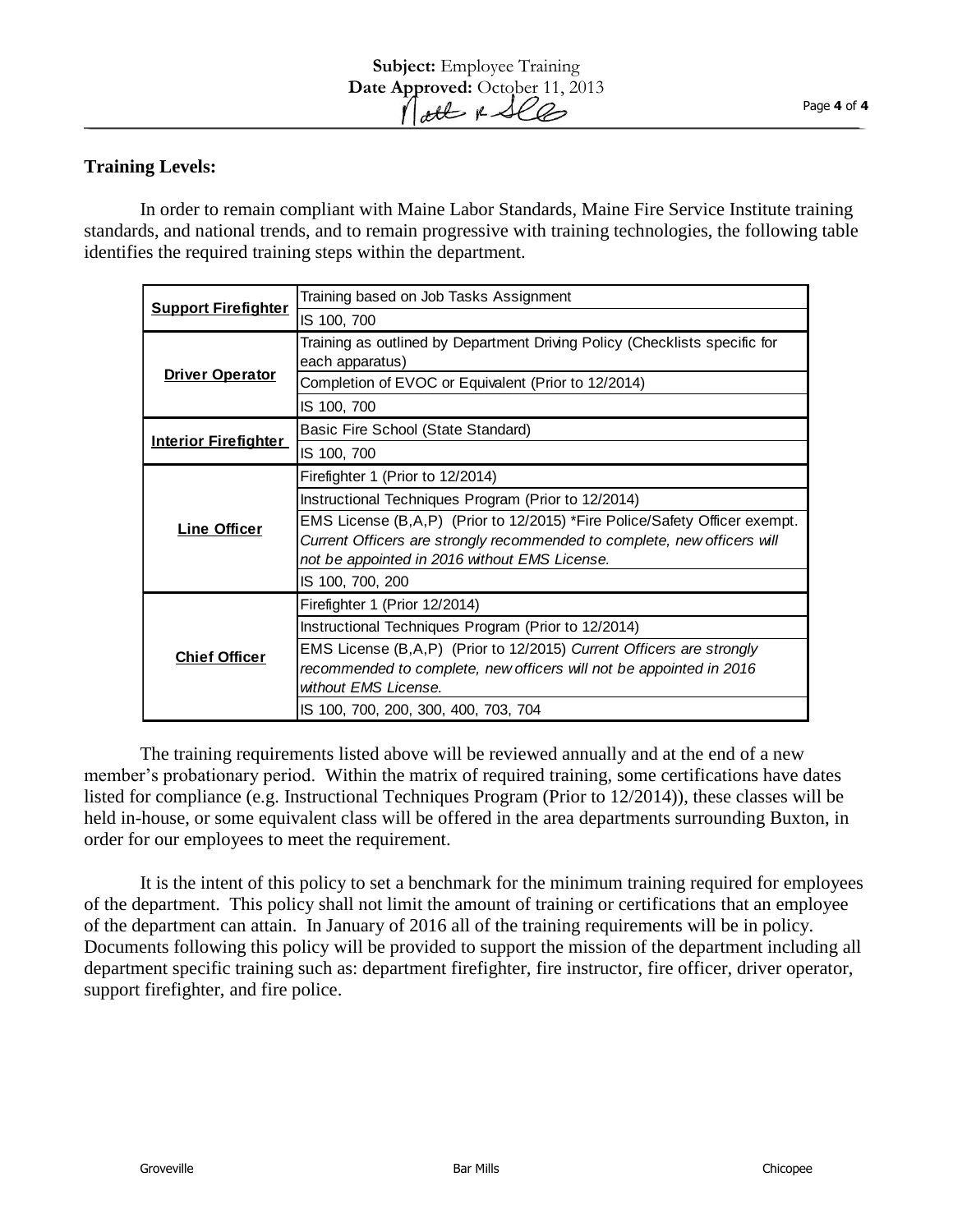## Training Levels:

In order to remain compliant with Maine Labor Standards, Maine Fire Service Institute training standards, and national trends, and to remain progressive with training technologies, the following table identifies the required training steps within the department.

| | |
|---|---|
| **Support Firefighter** | Training based on Job Tasks Assignment |
| | IS 100, 700 |
| **Driver Operator** | Training as outlined by Department Driving Policy (Checklists specific for each apparatus) |
| | Completion of EVOC or Equivalent (Prior to 12/2014) |
| | IS 100, 700 |
| **Interior Firefighter** | Basic Fire School (State Standard) |
| | IS 100, 700 |
| **Line Officer** | Firefighter 1 (Prior to 12/2014) |
| | Instructional Techniques Program (Prior to 12/2014) |
| | EMS License (B,A,P) (Prior to 12/2015) *Fire Police/Safety Officer exempt. *Current Officers are strongly recommended to complete, new officers will not be appointed in 2016 without EMS License.* |
| | IS 100, 700, 200 |
| **Chief Officer** | Firefighter 1 (Prior 12/2014) |
| | Instructional Techniques Program (Prior to 12/2014) |
| | EMS License (B,A,P) (Prior to 12/2015) *Current Officers are strongly recommended to complete, new officers will not be appointed in 2016 without EMS License.* |
| | IS 100, 700, 200, 300, 400, 703, 704 |

The training requirements listed above will be reviewed annually and at the end of a new member's probationary period. Within the matrix of required training, some certifications have dates listed for compliance (e.g. Instructional Techniques Program (Prior to 12/2014)), these classes will be held in-house, or some equivalent class will be offered in the area departments surrounding Buxton, in order for our employees to meet the requirement.

It is the intent of this policy to set a benchmark for the minimum training required for employees of the department. This policy shall not limit the amount of training or certifications that an employee of the department can attain. In January of 2016 all of the training requirements will be in policy. Documents following this policy will be provided to support the mission of the department including all department specific training such as: department firefighter, fire instructor, fire officer, driver operator, support firefighter, and fire police.